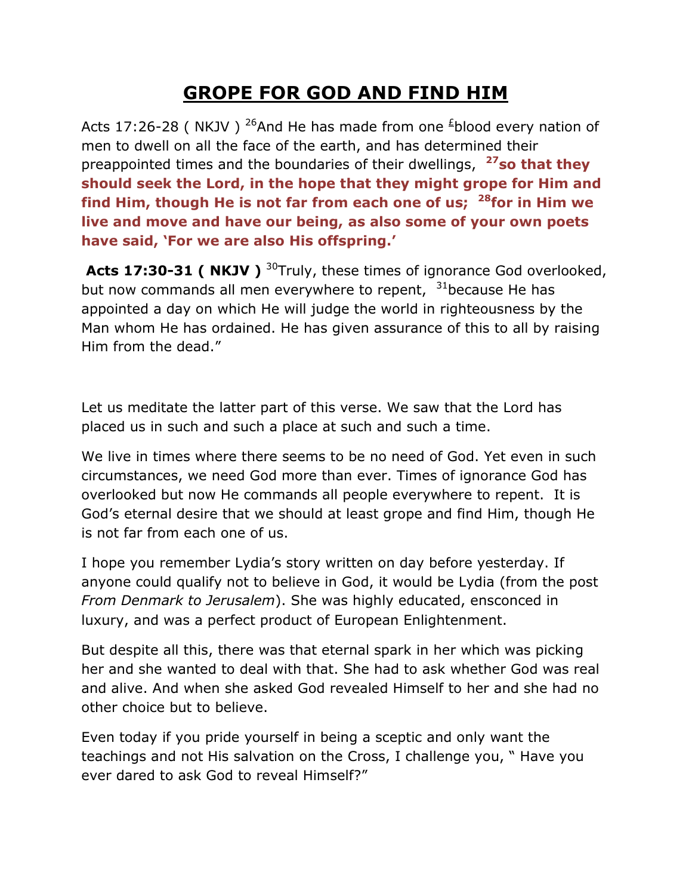# GROPE FOR GOD AND FIND HIM

Acts 17:26-28 ( NKJV ) [26]And He has made from one [£]blood every nation of men to dwell on all the face of the earth, and has determined their preappointed times and the boundaries of their dwellings, **[27]so that they should seek the Lord, in the hope that they might grope for Him and find Him, though He is not far from each one of us; [28]for in Him we live and move and have our being, as also some of your own poets have said, 'For we are also His offspring.'**

**Acts 17:30-31 ( NKJV )** [30]Truly, these times of ignorance God overlooked, but now commands all men everywhere to repent, [31]because He has appointed a day on which He will judge the world in righteousness by the Man whom He has ordained. He has given assurance of this to all by raising Him from the dead."

Let us meditate the latter part of this verse. We saw that the Lord has placed us in such and such a place at such and such a time.

We live in times where there seems to be no need of God. Yet even in such circumstances, we need God more than ever. Times of ignorance God has overlooked but now He commands all people everywhere to repent. It is God's eternal desire that we should at least grope and find Him, though He is not far from each one of us.

I hope you remember Lydia's story written on day before yesterday. If anyone could qualify not to believe in God, it would be Lydia (from the post *From Denmark to Jerusalem*). She was highly educated, ensconced in luxury, and was a perfect product of European Enlightenment.

But despite all this, there was that eternal spark in her which was picking her and she wanted to deal with that. She had to ask whether God was real and alive. And when she asked God revealed Himself to her and she had no other choice but to believe.

Even today if you pride yourself in being a sceptic and only want the teachings and not His salvation on the Cross, I challenge you, " Have you ever dared to ask God to reveal Himself?"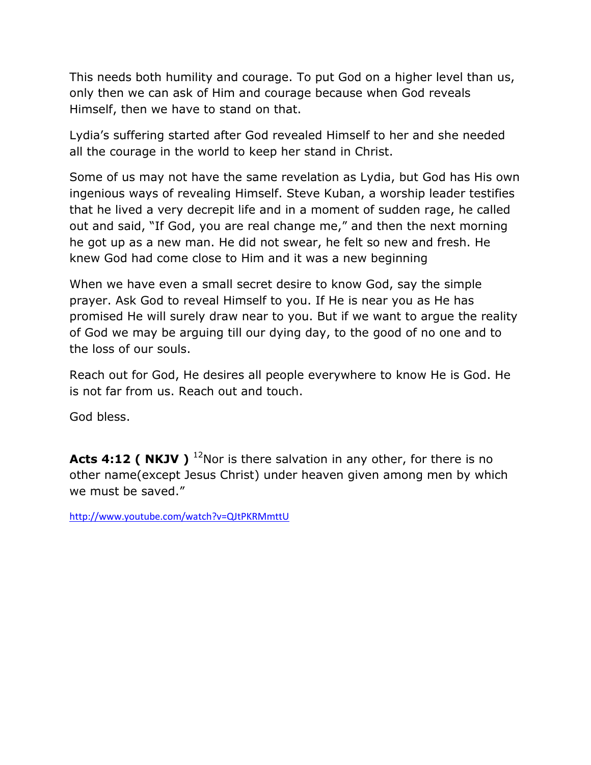This needs both humility and courage. To put God on a higher level than us, only then we can ask of Him and courage because when God reveals Himself, then we have to stand on that.

Lydia's suffering started after God revealed Himself to her and she needed all the courage in the world to keep her stand in Christ.

Some of us may not have the same revelation as Lydia, but God has His own ingenious ways of revealing Himself. Steve Kuban, a worship leader testifies that he lived a very decrepit life and in a moment of sudden rage, he called out and said, "If God, you are real change me," and then the next morning he got up as a new man. He did not swear, he felt so new and fresh. He knew God had come close to Him and it was a new beginning

When we have even a small secret desire to know God, say the simple prayer. Ask God to reveal Himself to you. If He is near you as He has promised He will surely draw near to you. But if we want to argue the reality of God we may be arguing till our dying day, to the good of no one and to the loss of our souls.

Reach out for God, He desires all people everywhere to know He is God. He is not far from us. Reach out and touch.

God bless.

**Acts 4:12 ( NKJV )** [12]Nor is there salvation in any other, for there is no other name(except Jesus Christ) under heaven given among men by which we must be saved."

http://www.youtube.com/watch?v=QJtPKRMmttU